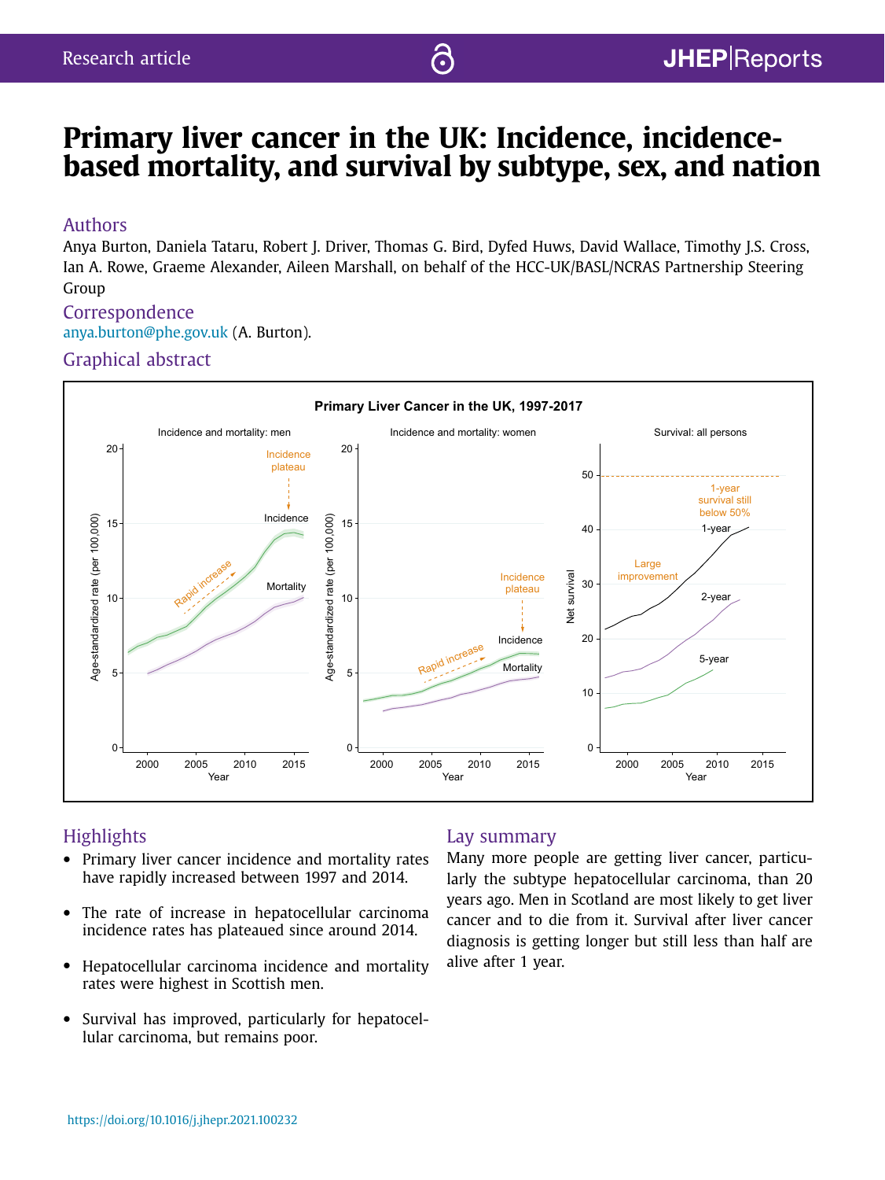Research article

# Primary liver cancer in the UK: Incidence, incidence-based mortality, and survival by subtype, sex, and nation

## Authors

Anya Burton, Daniela Tataru, Robert J. Driver, Thomas G. Bird, Dyfed Huws, David Wallace, Timothy J.S. Cross, Ian A. Rowe, Graeme Alexander, Aileen Marshall, on behalf of the HCC-UK/BASL/NCRAS Partnership Steering Group

## Correspondence

anya.burton@phe.gov.uk (A. Burton).

## Graphical abstract

## Highlights

- Primary liver cancer incidence and mortality rates have rapidly increased between 1997 and 2014.
- The rate of increase in hepatocellular carcinoma incidence rates has plateaued since around 2014.
- Hepatocellular carcinoma incidence and mortality rates were highest in Scottish men.
- Survival has improved, particularly for hepatocellular carcinoma, but remains poor.

## Lay summary

Many more people are getting liver cancer, particularly the subtype hepatocellular carcinoma, than 20 years ago. Men in Scotland are most likely to get liver cancer and to die from it. Survival after liver cancer diagnosis is getting longer but still less than half are alive after 1 year.

https://doi.org/10.1016/j.jhepr.2021.100232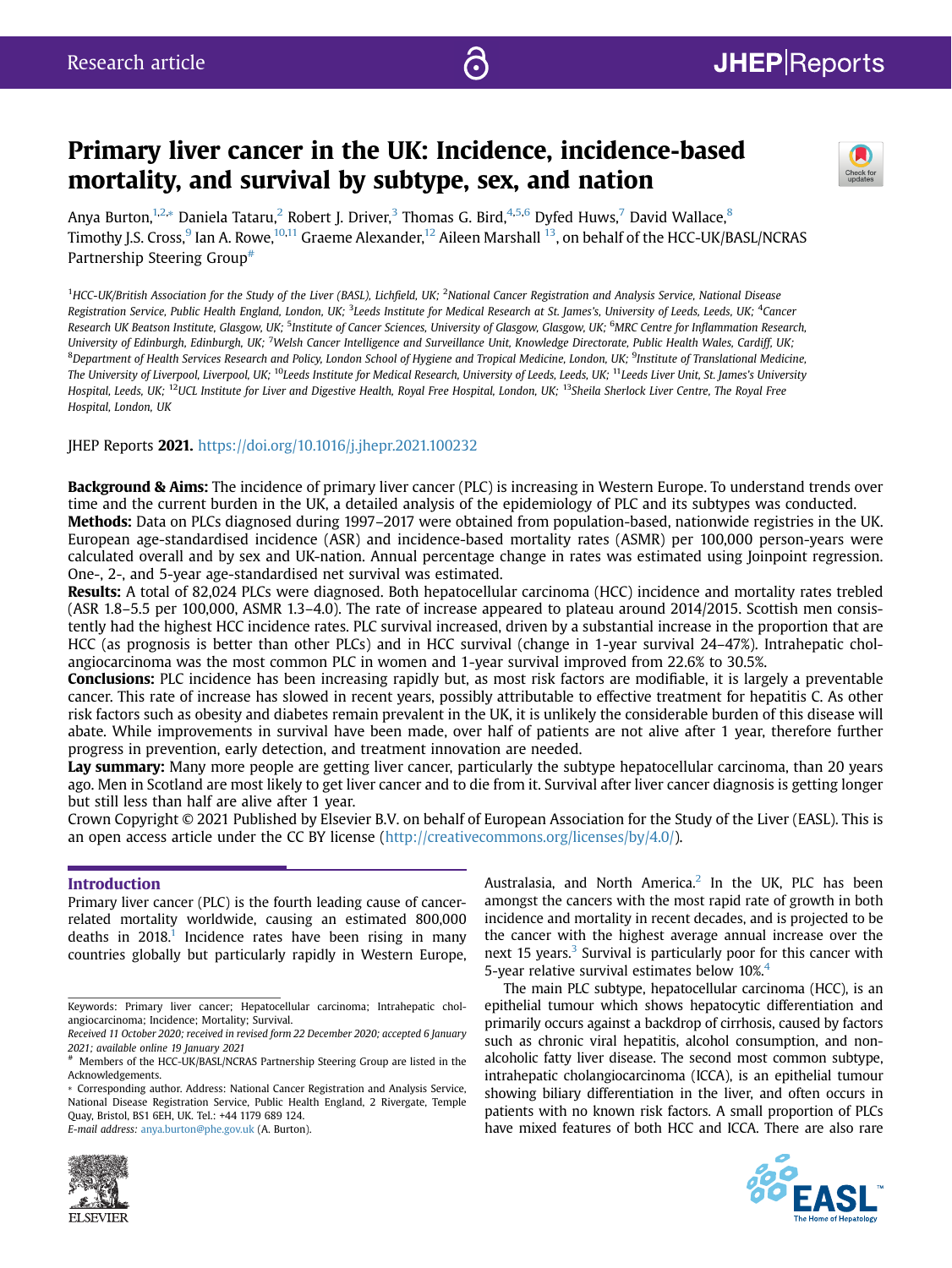# Primary liver cancer in the UK: Incidence, incidence-based mortality, and survival by subtype, sex, and nation

Anya Burton,[1,2,*] Daniela Tataru,[2] Robert J. Driver,[3] Thomas G. Bird,[4,5,6] Dyfed Huws,[7] David Wallace,[8] Timothy J.S. Cross,[9] Ian A. Rowe,[10,11] Graeme Alexander,[12] Aileen Marshall [13], on behalf of the HCC-UK/BASL/NCRAS Partnership Steering Group[#]

[1]HCC-UK/British Association for the Study of the Liver (BASL), Lichfield, UK; [2]National Cancer Registration and Analysis Service, National Disease Registration Service, Public Health England, London, UK; [3]Leeds Institute for Medical Research at St. James's, University of Leeds, Leeds, UK; [4]Cancer Research UK Beatson Institute, Glasgow, UK; [5]Institute of Cancer Sciences, University of Glasgow, Glasgow, UK; [6]MRC Centre for Inflammation Research, University of Edinburgh, Edinburgh, UK; [7]Welsh Cancer Intelligence and Surveillance Unit, Knowledge Directorate, Public Health Wales, Cardiff, UK; [8]Department of Health Services Research and Policy, London School of Hygiene and Tropical Medicine, London, UK; [9]Institute of Translational Medicine, The University of Liverpool, Liverpool, UK; [10]Leeds Institute for Medical Research, University of Leeds, Leeds, UK; [11]Leeds Liver Unit, St. James's University Hospital, Leeds, UK; [12]UCL Institute for Liver and Digestive Health, Royal Free Hospital, London, UK; [13]Sheila Sherlock Liver Centre, The Royal Free Hospital, London, UK

JHEP Reports **2021**. https://doi.org/10.1016/j.jhepr.2021.100232

**Background & Aims:** The incidence of primary liver cancer (PLC) is increasing in Western Europe. To understand trends over time and the current burden in the UK, a detailed analysis of the epidemiology of PLC and its subtypes was conducted.
**Methods:** Data on PLCs diagnosed during 1997–2017 were obtained from population-based, nationwide registries in the UK. European age-standardised incidence (ASR) and incidence-based mortality rates (ASMR) per 100,000 person-years were calculated overall and by sex and UK-nation. Annual percentage change in rates was estimated using Joinpoint regression. One-, 2-, and 5-year age-standardised net survival was estimated.
**Results:** A total of 82,024 PLCs were diagnosed. Both hepatocellular carcinoma (HCC) incidence and mortality rates trebled (ASR 1.8–5.5 per 100,000, ASMR 1.3–4.0). The rate of increase appeared to plateau around 2014/2015. Scottish men consistently had the highest HCC incidence rates. PLC survival increased, driven by a substantial increase in the proportion that are HCC (as prognosis is better than other PLCs) and in HCC survival (change in 1-year survival 24–47%). Intrahepatic cholangiocarcinoma was the most common PLC in women and 1-year survival improved from 22.6% to 30.5%.
**Conclusions:** PLC incidence has been increasing rapidly but, as most risk factors are modifiable, it is largely a preventable cancer. This rate of increase has slowed in recent years, possibly attributable to effective treatment for hepatitis C. As other risk factors such as obesity and diabetes remain prevalent in the UK, it is unlikely the considerable burden of this disease will abate. While improvements in survival have been made, over half of patients are not alive after 1 year, therefore further progress in prevention, early detection, and treatment innovation are needed.
**Lay summary:** Many more people are getting liver cancer, particularly the subtype hepatocellular carcinoma, than 20 years ago. Men in Scotland are most likely to get liver cancer and to die from it. Survival after liver cancer diagnosis is getting longer but still less than half are alive after 1 year.
Crown Copyright © 2021 Published by Elsevier B.V. on behalf of European Association for the Study of the Liver (EASL). This is an open access article under the CC BY license (http://creativecommons.org/licenses/by/4.0/).

## Introduction

Primary liver cancer (PLC) is the fourth leading cause of cancer-related mortality worldwide, causing an estimated 800,000 deaths in 2018.[1] Incidence rates have been rising in many countries globally but particularly rapidly in Western Europe, Australasia, and North America.[2] In the UK, PLC has been amongst the cancers with the most rapid rate of growth in both incidence and mortality in recent decades, and is projected to be the cancer with the highest average annual increase over the next 15 years.[3] Survival is particularly poor for this cancer with 5-year relative survival estimates below 10%.[4]

The main PLC subtype, hepatocellular carcinoma (HCC), is an epithelial tumour which shows hepatocytic differentiation and primarily occurs against a backdrop of cirrhosis, caused by factors such as chronic viral hepatitis, alcohol consumption, and non-alcoholic fatty liver disease. The second most common subtype, intrahepatic cholangiocarcinoma (ICCA), is an epithelial tumour showing biliary differentiation in the liver, and often occurs in patients with no known risk factors. A small proportion of PLCs have mixed features of both HCC and ICCA. There are also rare

Keywords: Primary liver cancer; Hepatocellular carcinoma; Intrahepatic cholangiocarcinoma; Incidence; Mortality; Survival.
*Received 11 October 2020; received in revised form 22 December 2020; accepted 6 January 2021; available online 19 January 2021*
[#] Members of the HCC-UK/BASL/NCRAS Partnership Steering Group are listed in the Acknowledgements.
[*] Corresponding author. Address: National Cancer Registration and Analysis Service, National Disease Registration Service, Public Health England, 2 Rivergate, Temple Quay, Bristol, BS1 6EH, UK. Tel.: +44 1179 689 124.
*E-mail address:* anya.burton@phe.gov.uk (A. Burton).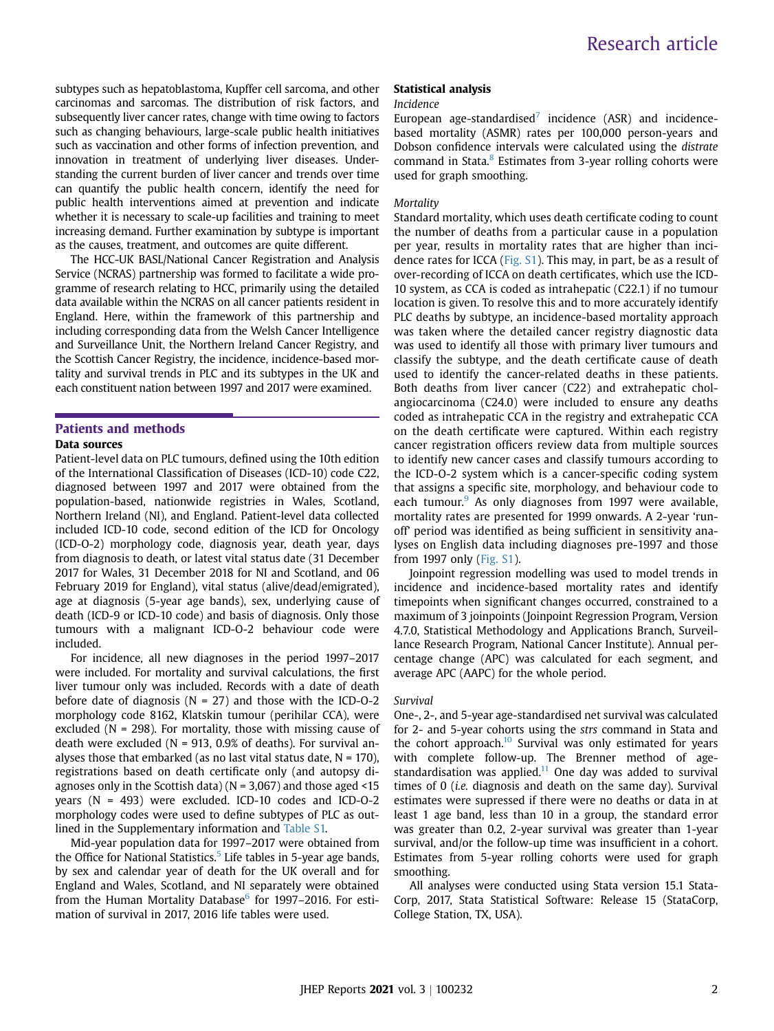subtypes such as hepatoblastoma, Kupffer cell sarcoma, and other carcinomas and sarcomas. The distribution of risk factors, and subsequently liver cancer rates, change with time owing to factors such as changing behaviours, large-scale public health initiatives such as vaccination and other forms of infection prevention, and innovation in treatment of underlying liver diseases. Understanding the current burden of liver cancer and trends over time can quantify the public health concern, identify the need for public health interventions aimed at prevention and indicate whether it is necessary to scale-up facilities and training to meet increasing demand. Further examination by subtype is important as the causes, treatment, and outcomes are quite different.

The HCC-UK BASL/National Cancer Registration and Analysis Service (NCRAS) partnership was formed to facilitate a wide programme of research relating to HCC, primarily using the detailed data available within the NCRAS on all cancer patients resident in England. Here, within the framework of this partnership and including corresponding data from the Welsh Cancer Intelligence and Surveillance Unit, the Northern Ireland Cancer Registry, and the Scottish Cancer Registry, the incidence, incidence-based mortality and survival trends in PLC and its subtypes in the UK and each constituent nation between 1997 and 2017 were examined.

## Patients and methods

### Data sources

Patient-level data on PLC tumours, defined using the 10th edition of the International Classification of Diseases (ICD-10) code C22, diagnosed between 1997 and 2017 were obtained from the population-based, nationwide registries in Wales, Scotland, Northern Ireland (NI), and England. Patient-level data collected included ICD-10 code, second edition of the ICD for Oncology (ICD-O-2) morphology code, diagnosis year, death year, days from diagnosis to death, or latest vital status date (31 December 2017 for Wales, 31 December 2018 for NI and Scotland, and 06 February 2019 for England), vital status (alive/dead/emigrated), age at diagnosis (5-year age bands), sex, underlying cause of death (ICD-9 or ICD-10 code) and basis of diagnosis. Only those tumours with a malignant ICD-O-2 behaviour code were included.

For incidence, all new diagnoses in the period 1997–2017 were included. For mortality and survival calculations, the first liver tumour only was included. Records with a date of death before date of diagnosis (N = 27) and those with the ICD-O-2 morphology code 8162, Klatskin tumour (perihilar CCA), were excluded (N = 298). For mortality, those with missing cause of death were excluded (N = 913, 0.9% of deaths). For survival analyses those that embarked (as no last vital status date, N = 170), registrations based on death certificate only (and autopsy diagnoses only in the Scottish data) (N = 3,067) and those aged <15 years (N = 493) were excluded. ICD-10 codes and ICD-O-2 morphology codes were used to define subtypes of PLC as outlined in the Supplementary information and Table S1.

Mid-year population data for 1997–2017 were obtained from the Office for National Statistics.[5] Life tables in 5-year age bands, by sex and calendar year of death for the UK overall and for England and Wales, Scotland, and NI separately were obtained from the Human Mortality Database[6] for 1997–2016. For estimation of survival in 2017, 2016 life tables were used.

### Statistical analysis

*Incidence*

European age-standardised[7] incidence (ASR) and incidence-based mortality (ASMR) rates per 100,000 person-years and Dobson confidence intervals were calculated using the *distrate* command in Stata.[8] Estimates from 3-year rolling cohorts were used for graph smoothing.

*Mortality*

Standard mortality, which uses death certificate coding to count the number of deaths from a particular cause in a population per year, results in mortality rates that are higher than incidence rates for ICCA (Fig. S1). This may, in part, be as a result of over-recording of ICCA on death certificates, which use the ICD-10 system, as CCA is coded as intrahepatic (C22.1) if no tumour location is given. To resolve this and to more accurately identify PLC deaths by subtype, an incidence-based mortality approach was taken where the detailed cancer registry diagnostic data was used to identify all those with primary liver tumours and classify the subtype, and the death certificate cause of death used to identify the cancer-related deaths in these patients. Both deaths from liver cancer (C22) and extrahepatic cholangiocarcinoma (C24.0) were included to ensure any deaths coded as intrahepatic CCA in the registry and extrahepatic CCA on the death certificate were captured. Within each registry cancer registration officers review data from multiple sources to identify new cancer cases and classify tumours according to the ICD-O-2 system which is a cancer-specific coding system that assigns a specific site, morphology, and behaviour code to each tumour.[9] As only diagnoses from 1997 were available, mortality rates are presented for 1999 onwards. A 2-year 'run-off' period was identified as being sufficient in sensitivity analyses on English data including diagnoses pre-1997 and those from 1997 only (Fig. S1).

Joinpoint regression modelling was used to model trends in incidence and incidence-based mortality rates and identify timepoints when significant changes occurred, constrained to a maximum of 3 joinpoints (Joinpoint Regression Program, Version 4.7.0, Statistical Methodology and Applications Branch, Surveillance Research Program, National Cancer Institute). Annual percentage change (APC) was calculated for each segment, and average APC (AAPC) for the whole period.

*Survival*

One-, 2-, and 5-year age-standardised net survival was calculated for 2- and 5-year cohorts using the *strs* command in Stata and the cohort approach.[10] Survival was only estimated for years with complete follow-up. The Brenner method of age-standardisation was applied.[11] One day was added to survival times of 0 (*i.e.* diagnosis and death on the same day). Survival estimates were supressed if there were no deaths or data in at least 1 age band, less than 10 in a group, the standard error was greater than 0.2, 2-year survival was greater than 1-year survival, and/or the follow-up time was insufficient in a cohort. Estimates from 5-year rolling cohorts were used for graph smoothing.

All analyses were conducted using Stata version 15.1 StataCorp, 2017, Stata Statistical Software: Release 15 (StataCorp, College Station, TX, USA).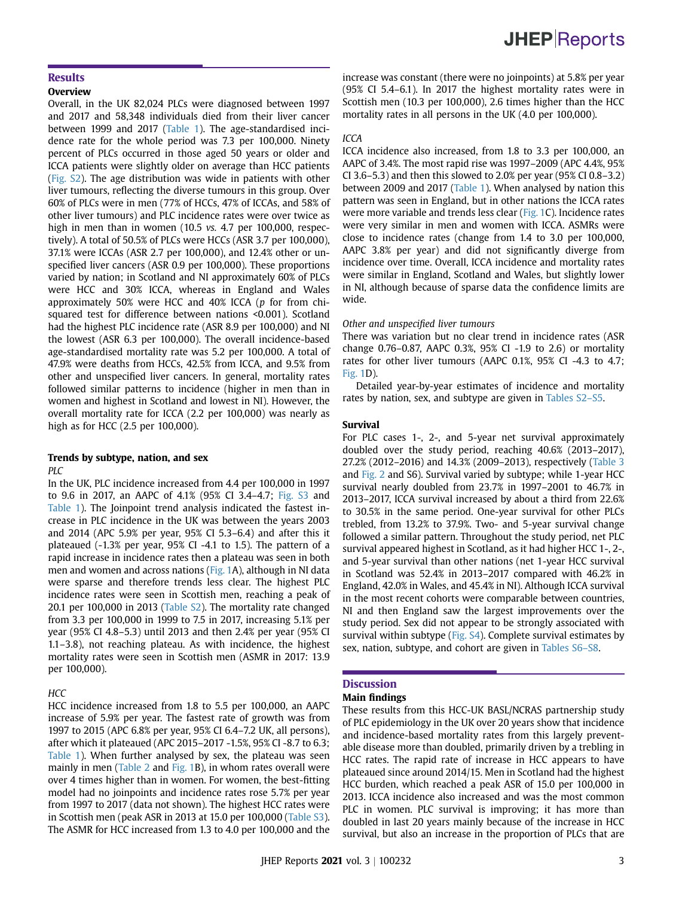## Results

### Overview

Overall, in the UK 82,024 PLCs were diagnosed between 1997 and 2017 and 58,348 individuals died from their liver cancer between 1999 and 2017 (Table 1). The age-standardised incidence rate for the whole period was 7.3 per 100,000. Ninety percent of PLCs occurred in those aged 50 years or older and ICCA patients were slightly older on average than HCC patients (Fig. S2). The age distribution was wide in patients with other liver tumours, reflecting the diverse tumours in this group. Over 60% of PLCs were in men (77% of HCCs, 47% of ICCAs, and 58% of other liver tumours) and PLC incidence rates were over twice as high in men than in women (10.5 *vs.* 4.7 per 100,000, respectively). A total of 50.5% of PLCs were HCCs (ASR 3.7 per 100,000), 37.1% were ICCAs (ASR 2.7 per 100,000), and 12.4% other or unspecified liver cancers (ASR 0.9 per 100,000). These proportions varied by nation; in Scotland and NI approximately 60% of PLCs were HCC and 30% ICCA, whereas in England and Wales approximately 50% were HCC and 40% ICCA (*p* for from chi-squared test for difference between nations <0.001). Scotland had the highest PLC incidence rate (ASR 8.9 per 100,000) and NI the lowest (ASR 6.3 per 100,000). The overall incidence-based age-standardised mortality rate was 5.2 per 100,000. A total of 47.9% were deaths from HCCs, 42.5% from ICCA, and 9.5% from other and unspecified liver cancers. In general, mortality rates followed similar patterns to incidence (higher in men than in women and highest in Scotland and lowest in NI). However, the overall mortality rate for ICCA (2.2 per 100,000) was nearly as high as for HCC (2.5 per 100,000).

### Trends by subtype, nation, and sex

*PLC*

In the UK, PLC incidence increased from 4.4 per 100,000 in 1997 to 9.6 in 2017, an AAPC of 4.1% (95% CI 3.4–4.7; Fig. S3 and Table 1). The Joinpoint trend analysis indicated the fastest increase in PLC incidence in the UK was between the years 2003 and 2014 (APC 5.9% per year, 95% CI 5.3–6.4) and after this it plateaued (-1.3% per year, 95% CI -4.1 to 1.5). The pattern of a rapid increase in incidence rates then a plateau was seen in both men and women and across nations (Fig. 1A), although in NI data were sparse and therefore trends less clear. The highest PLC incidence rates were seen in Scottish men, reaching a peak of 20.1 per 100,000 in 2013 (Table S2). The mortality rate changed from 3.3 per 100,000 in 1999 to 7.5 in 2017, increasing 5.1% per year (95% CI 4.8–5.3) until 2013 and then 2.4% per year (95% CI 1.1–3.8), not reaching plateau. As with incidence, the highest mortality rates were seen in Scottish men (ASMR in 2017: 13.9 per 100,000).

*HCC*

HCC incidence increased from 1.8 to 5.5 per 100,000, an AAPC increase of 5.9% per year. The fastest rate of growth was from 1997 to 2015 (APC 6.8% per year, 95% CI 6.4–7.2 UK, all persons), after which it plateaued (APC 2015–2017 -1.5%, 95% CI -8.7 to 6.3; Table 1). When further analysed by sex, the plateau was seen mainly in men (Table 2 and Fig. 1B), in whom rates overall were over 4 times higher than in women. For women, the best-fitting model had no joinpoints and incidence rates rose 5.7% per year from 1997 to 2017 (data not shown). The highest HCC rates were in Scottish men (peak ASR in 2013 at 15.0 per 100,000 (Table S3). The ASMR for HCC increased from 1.3 to 4.0 per 100,000 and the increase was constant (there were no joinpoints) at 5.8% per year (95% CI 5.4–6.1). In 2017 the highest mortality rates were in Scottish men (10.3 per 100,000), 2.6 times higher than the HCC mortality rates in all persons in the UK (4.0 per 100,000).

*ICCA*

ICCA incidence also increased, from 1.8 to 3.3 per 100,000, an AAPC of 3.4%. The most rapid rise was 1997–2009 (APC 4.4%, 95% CI 3.6–5.3) and then this slowed to 2.0% per year (95% CI 0.8–3.2) between 2009 and 2017 (Table 1). When analysed by nation this pattern was seen in England, but in other nations the ICCA rates were more variable and trends less clear (Fig. 1C). Incidence rates were very similar in men and women with ICCA. ASMRs were close to incidence rates (change from 1.4 to 3.0 per 100,000, AAPC 3.8% per year) and did not significantly diverge from incidence over time. Overall, ICCA incidence and mortality rates were similar in England, Scotland and Wales, but slightly lower in NI, although because of sparse data the confidence limits are wide.

*Other and unspecified liver tumours*

There was variation but no clear trend in incidence rates (ASR change 0.76–0.87, AAPC 0.3%, 95% CI -1.9 to 2.6) or mortality rates for other liver tumours (AAPC 0.1%, 95% CI -4.3 to 4.7; Fig. 1D).

Detailed year-by-year estimates of incidence and mortality rates by nation, sex, and subtype are given in Tables S2–S5.

### Survival

For PLC cases 1-, 2-, and 5-year net survival approximately doubled over the study period, reaching 40.6% (2013–2017), 27.2% (2012–2016) and 14.3% (2009–2013), respectively (Table 3 and Fig. 2 and S6). Survival varied by subtype; while 1-year HCC survival nearly doubled from 23.7% in 1997–2001 to 46.7% in 2013–2017, ICCA survival increased by about a third from 22.6% to 30.5% in the same period. One-year survival for other PLCs trebled, from 13.2% to 37.9%. Two- and 5-year survival change followed a similar pattern. Throughout the study period, net PLC survival appeared highest in Scotland, as it had higher HCC 1-, 2-, and 5-year survival than other nations (net 1-year HCC survival in Scotland was 52.4% in 2013–2017 compared with 46.2% in England, 42.0% in Wales, and 45.4% in NI). Although ICCA survival in the most recent cohorts were comparable between countries, NI and then England saw the largest improvements over the study period. Sex did not appear to be strongly associated with survival within subtype (Fig. S4). Complete survival estimates by sex, nation, subtype, and cohort are given in Tables S6–S8.

## Discussion

### Main findings

These results from this HCC-UK BASL/NCRAS partnership study of PLC epidemiology in the UK over 20 years show that incidence and incidence-based mortality rates from this largely preventable disease more than doubled, primarily driven by a trebling in HCC rates. The rapid rate of increase in HCC appears to have plateaued since around 2014/15. Men in Scotland had the highest HCC burden, which reached a peak ASR of 15.0 per 100,000 in 2013. ICCA incidence also increased and was the most common PLC in women. PLC survival is improving; it has more than doubled in last 20 years mainly because of the increase in HCC survival, but also an increase in the proportion of PLCs that are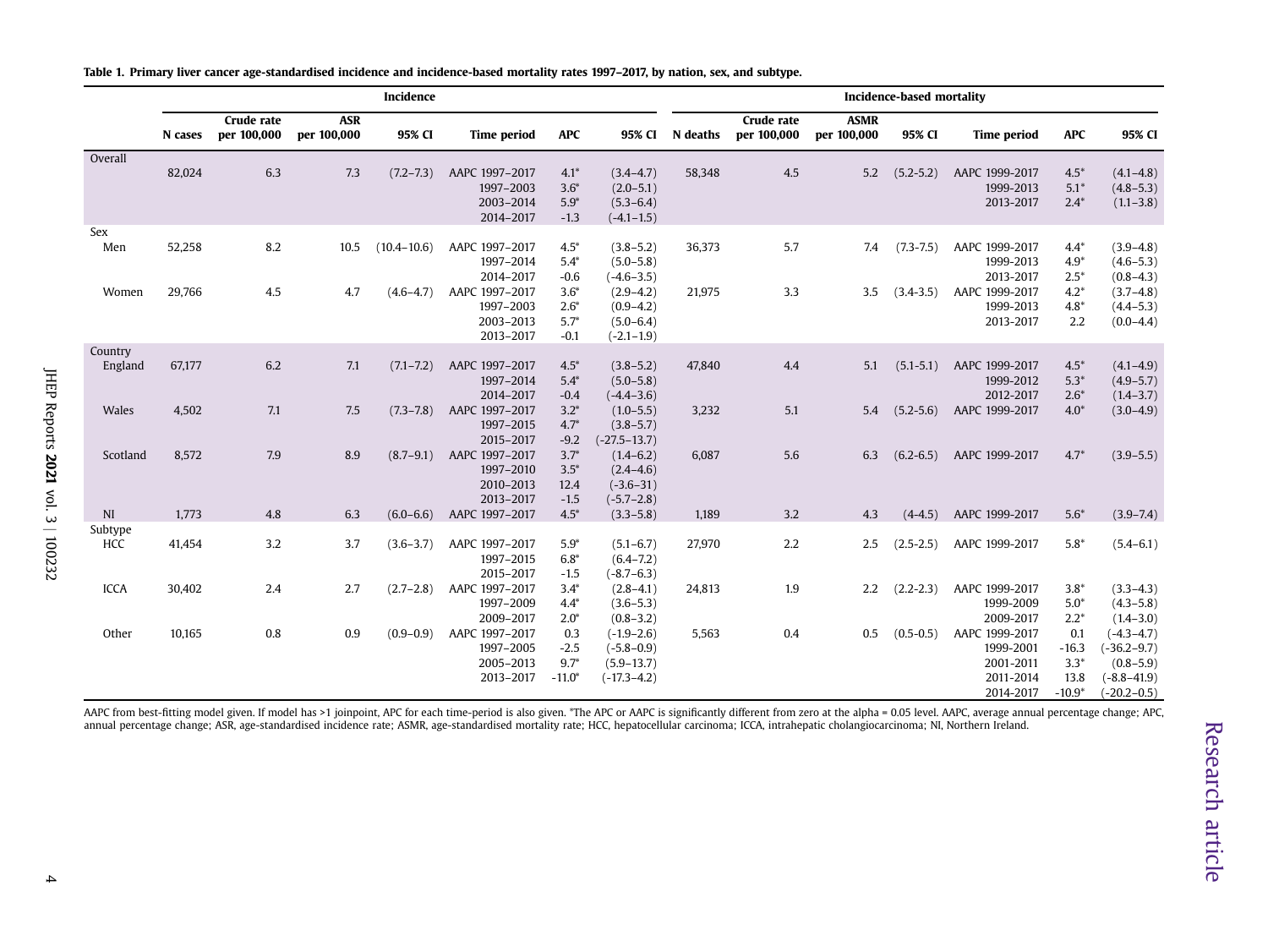**Table 1. Primary liver cancer age-standardised incidence and incidence-based mortality rates 1997–2017, by nation, sex, and subtype.**

| | Incidence | | | | | | | Incidence-based mortality | | | | | | |
|---|---|---|---|---|---|---|---|---|---|---|---|---|---|---|
| | N cases | Crude rate per 100,000 | ASR per 100,000 | 95% CI | Time period | APC | 95% CI | N deaths | Crude rate per 100,000 | ASMR per 100,000 | 95% CI | Time period | APC | 95% CI |
| **Overall** | | | | | | | | | | | | | | |
| | 82,024 | 6.3 | 7.3 | (7.2–7.3) | AAPC 1997–2017 | 4.1* | (3.4–4.7) | 58,348 | 4.5 | 5.2 | (5.2-5.2) | AAPC 1999-2017 | 4.5* | (4.1–4.8) |
| | | | | | 1997–2003 | 3.6* | (2.0–5.1) | | | | | 1999-2013 | 5.1* | (4.8–5.3) |
| | | | | | 2003–2014 | 5.9* | (5.3–6.4) | | | | | 2013-2017 | 2.4* | (1.1–3.8) |
| | | | | | 2014–2017 | -1.3 | (-4.1–1.5) | | | | | | | |
| **Sex** | | | | | | | | | | | | | | |
| Men | 52,258 | 8.2 | 10.5 | (10.4–10.6) | AAPC 1997–2017 | 4.5* | (3.8–5.2) | 36,373 | 5.7 | 7.4 | (7.3-7.5) | AAPC 1999-2017 | 4.4* | (3.9–4.8) |
| | | | | | 1997–2014 | 5.4* | (5.0–5.8) | | | | | 1999-2013 | 4.9* | (4.6–5.3) |
| | | | | | 2014–2017 | -0.6 | (-4.6–3.5) | | | | | 2013-2017 | 2.5* | (0.8–4.3) |
| Women | 29,766 | 4.5 | 4.7 | (4.6–4.7) | AAPC 1997–2017 | 3.6* | (2.9–4.2) | 21,975 | 3.3 | 3.5 | (3.4-3.5) | AAPC 1999-2017 | 4.2* | (3.7–4.8) |
| | | | | | 1997–2003 | 2.6* | (0.9–4.2) | | | | | 1999-2013 | 4.8* | (4.4–5.3) |
| | | | | | 2003–2013 | 5.7* | (5.0–6.4) | | | | | 2013-2017 | 2.2 | (0.0–4.4) |
| | | | | | 2013–2017 | -0.1 | (-2.1–1.9) | | | | | | | |
| **Country** | | | | | | | | | | | | | | |
| England | 67,177 | 6.2 | 7.1 | (7.1–7.2) | AAPC 1997–2017 | 4.5* | (3.8–5.2) | 47,840 | 4.4 | 5.1 | (5.1-5.1) | AAPC 1999-2017 | 4.5* | (4.1–4.9) |
| | | | | | 1997–2014 | 5.4* | (5.0–5.8) | | | | | 1999-2012 | 5.3* | (4.9–5.7) |
| | | | | | 2014–2017 | -0.4 | (-4.4–3.6) | | | | | 2012-2017 | 2.6* | (1.4–3.7) |
| Wales | 4,502 | 7.1 | 7.5 | (7.3–7.8) | AAPC 1997–2017 | 3.2* | (1.0–5.5) | 3,232 | 5.1 | 5.4 | (5.2-5.6) | AAPC 1999-2017 | 4.0* | (3.0–4.9) |
| | | | | | 1997–2015 | 4.7* | (3.8–5.7) | | | | | | | |
| | | | | | 2015–2017 | -9.2 | (-27.5–13.7) | | | | | | | |
| Scotland | 8,572 | 7.9 | 8.9 | (8.7–9.1) | AAPC 1997–2017 | 3.7* | (1.4–6.2) | 6,087 | 5.6 | 6.3 | (6.2-6.5) | AAPC 1999-2017 | 4.7* | (3.9–5.5) |
| | | | | | 1997–2010 | 3.5* | (2.4–4.6) | | | | | | | |
| | | | | | 2010–2013 | 12.4 | (-3.6–31) | | | | | | | |
| | | | | | 2013–2017 | -1.5 | (-5.7–2.8) | | | | | | | |
| NI | 1,773 | 4.8 | 6.3 | (6.0–6.6) | AAPC 1997–2017 | 4.5* | (3.3–5.8) | 1,189 | 3.2 | 4.3 | (4-4.5) | AAPC 1999-2017 | 5.6* | (3.9–7.4) |
| **Subtype** | | | | | | | | | | | | | | |
| HCC | 41,454 | 3.2 | 3.7 | (3.6–3.7) | AAPC 1997–2017 | 5.9* | (5.1–6.7) | 27,970 | 2.2 | 2.5 | (2.5-2.5) | AAPC 1999-2017 | 5.8* | (5.4–6.1) |
| | | | | | 1997–2015 | 6.8* | (6.4–7.2) | | | | | | | |
| | | | | | 2015–2017 | -1.5 | (-8.7–6.3) | | | | | | | |
| ICCA | 30,402 | 2.4 | 2.7 | (2.7–2.8) | AAPC 1997–2017 | 3.4* | (2.8–4.1) | 24,813 | 1.9 | 2.2 | (2.2-2.3) | AAPC 1999-2017 | 3.8* | (3.3–4.3) |
| | | | | | 1997–2009 | 4.4* | (3.6–5.3) | | | | | 1999-2009 | 5.0* | (4.3–5.8) |
| | | | | | 2009–2017 | 2.0* | (0.8–3.2) | | | | | 2009-2017 | 2.2* | (1.4–3.0) |
| Other | 10,165 | 0.8 | 0.9 | (0.9–0.9) | AAPC 1997–2017 | 0.3 | (-1.9–2.6) | 5,563 | 0.4 | 0.5 | (0.5-0.5) | AAPC 1999-2017 | 0.1 | (-4.3–4.7) |
| | | | | | 1997–2005 | -2.5 | (-5.8–0.9) | | | | | 1999-2001 | -16.3 | (-36.2–9.7) |
| | | | | | 2005–2013 | 9.7* | (5.9–13.7) | | | | | 2001-2011 | 3.3* | (0.8–5.9) |
| | | | | | 2013–2017 | -11.0* | (-17.3–4.2) | | | | | 2011-2014 | 13.8 | (-8.8–41.9) |
| | | | | | | | | | | | | 2014-2017 | -10.9* | (-20.2–0.5) |

AAPC from best-fitting model given. If model has >1 joinpoint, APC for each time-period is also given. *The APC or AAPC is significantly different from zero at the alpha = 0.05 level. AAPC, average annual percentage change; APC, annual percentage change; ASR, age-standardised incidence rate; ASMR, age-standardised mortality rate; HCC, hepatocellular carcinoma; ICCA, intrahepatic cholangiocarcinoma; NI, Northern Ireland.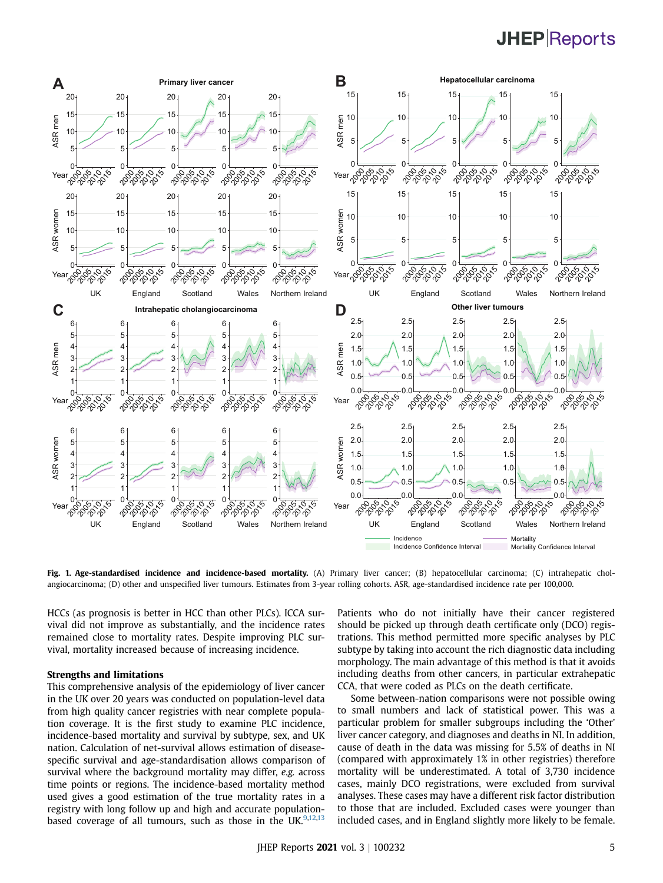**Fig. 1. Age-standardised incidence and incidence-based mortality.** (A) Primary liver cancer; (B) hepatocellular carcinoma; (C) intrahepatic cholangiocarcinoma; (D) other and unspecified liver tumours. Estimates from 3-year rolling cohorts. ASR, age-standardised incidence rate per 100,000.

HCCs (as prognosis is better in HCC than other PLCs). ICCA survival did not improve as substantially, and the incidence rates remained close to mortality rates. Despite improving PLC survival, mortality increased because of increasing incidence.

### Strengths and limitations

This comprehensive analysis of the epidemiology of liver cancer in the UK over 20 years was conducted on population-level data from high quality cancer registries with near complete population coverage. It is the first study to examine PLC incidence, incidence-based mortality and survival by subtype, sex, and UK nation. Calculation of net-survival allows estimation of disease-specific survival and age-standardisation allows comparison of survival where the background mortality may differ, *e.g.* across time points or regions. The incidence-based mortality method used gives a good estimation of the true mortality rates in a registry with long follow up and high and accurate population-based coverage of all tumours, such as those in the UK.[9,12,13] Patients who do not initially have their cancer registered should be picked up through death certificate only (DCO) registrations. This method permitted more specific analyses by PLC subtype by taking into account the rich diagnostic data including morphology. The main advantage of this method is that it avoids including deaths from other cancers, in particular extrahepatic CCA, that were coded as PLCs on the death certificate.

Some between-nation comparisons were not possible owing to small numbers and lack of statistical power. This was a particular problem for smaller subgroups including the 'Other' liver cancer category, and diagnoses and deaths in NI. In addition, cause of death in the data was missing for 5.5% of deaths in NI (compared with approximately 1% in other registries) therefore mortality will be underestimated. A total of 3,730 incidence cases, mainly DCO registrations, were excluded from survival analyses. These cases may have a different risk factor distribution to those that are included. Excluded cases were younger than included cases, and in England slightly more likely to be female.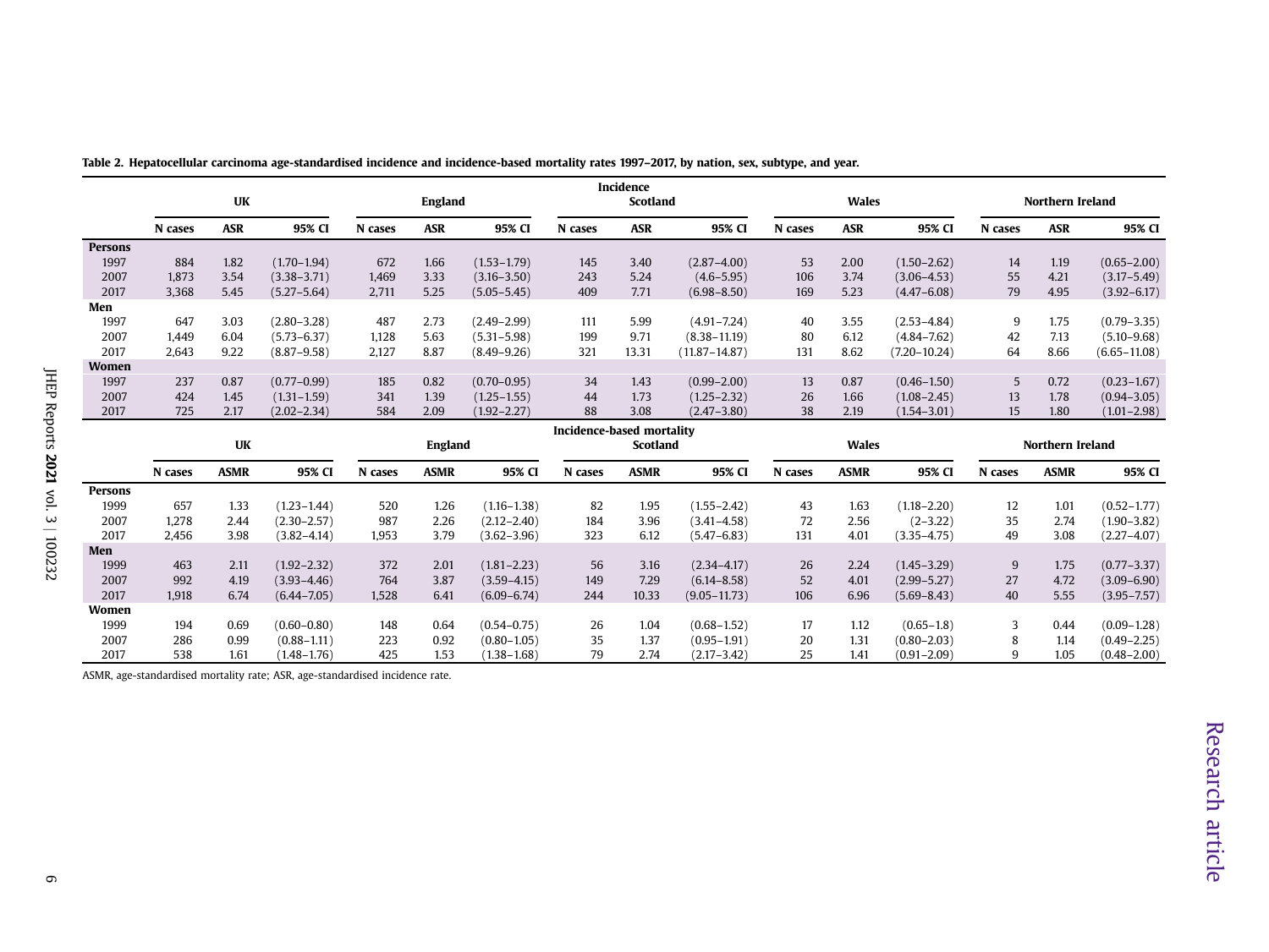**Table 2. Hepatocellular carcinoma age-standardised incidence and incidence-based mortality rates 1997–2017, by nation, sex, subtype, and year.**

| | Incidence | | | | | | | | | | | | | | |
|---|---|---|---|---|---|---|---|---|---|---|---|---|---|---|---|
| | UK | | | England | | | Scotland | | | Wales | | | Northern Ireland | | |
| | N cases | ASR | 95% CI | N cases | ASR | 95% CI | N cases | ASR | 95% CI | N cases | ASR | 95% CI | N cases | ASR | 95% CI |
| **Persons** | | | | | | | | | | | | | | | |
| 1997 | 884 | 1.82 | (1.70–1.94) | 672 | 1.66 | (1.53–1.79) | 145 | 3.40 | (2.87–4.00) | 53 | 2.00 | (1.50–2.62) | 14 | 1.19 | (0.65–2.00) |
| 2007 | 1,873 | 3.54 | (3.38–3.71) | 1,469 | 3.33 | (3.16–3.50) | 243 | 5.24 | (4.6–5.95) | 106 | 3.74 | (3.06–4.53) | 55 | 4.21 | (3.17–5.49) |
| 2017 | 3,368 | 5.45 | (5.27–5.64) | 2,711 | 5.25 | (5.05–5.45) | 409 | 7.71 | (6.98–8.50) | 169 | 5.23 | (4.47–6.08) | 79 | 4.95 | (3.92–6.17) |
| **Men** | | | | | | | | | | | | | | | |
| 1997 | 647 | 3.03 | (2.80–3.28) | 487 | 2.73 | (2.49–2.99) | 111 | 5.99 | (4.91–7.24) | 40 | 3.55 | (2.53–4.84) | 9 | 1.75 | (0.79–3.35) |
| 2007 | 1,449 | 6.04 | (5.73–6.37) | 1,128 | 5.63 | (5.31–5.98) | 199 | 9.71 | (8.38–11.19) | 80 | 6.12 | (4.84–7.62) | 42 | 7.13 | (5.10–9.68) |
| 2017 | 2,643 | 9.22 | (8.87–9.58) | 2,127 | 8.87 | (8.49–9.26) | 321 | 13.31 | (11.87–14.87) | 131 | 8.62 | (7.20–10.24) | 64 | 8.66 | (6.65–11.08) |
| **Women** | | | | | | | | | | | | | | | |
| 1997 | 237 | 0.87 | (0.77–0.99) | 185 | 0.82 | (0.70–0.95) | 34 | 1.43 | (0.99–2.00) | 13 | 0.87 | (0.46–1.50) | 5 | 0.72 | (0.23–1.67) |
| 2007 | 424 | 1.45 | (1.31–1.59) | 341 | 1.39 | (1.25–1.55) | 44 | 1.73 | (1.25–2.32) | 26 | 1.66 | (1.08–2.45) | 13 | 1.78 | (0.94–3.05) |
| 2017 | 725 | 2.17 | (2.02–2.34) | 584 | 2.09 | (1.92–2.27) | 88 | 3.08 | (2.47–3.80) | 38 | 2.19 | (1.54–3.01) | 15 | 1.80 | (1.01–2.98) |
| | **Incidence-based mortality** | | | | | | | | | | | | | | |
| | UK | | | England | | | Scotland | | | Wales | | | Northern Ireland | | |
| | N cases | ASMR | 95% CI | N cases | ASMR | 95% CI | N cases | ASMR | 95% CI | N cases | ASMR | 95% CI | N cases | ASMR | 95% CI |
| **Persons** | | | | | | | | | | | | | | | |
| 1999 | 657 | 1.33 | (1.23–1.44) | 520 | 1.26 | (1.16–1.38) | 82 | 1.95 | (1.55–2.42) | 43 | 1.63 | (1.18–2.20) | 12 | 1.01 | (0.52–1.77) |
| 2007 | 1,278 | 2.44 | (2.30–2.57) | 987 | 2.26 | (2.12–2.40) | 184 | 3.96 | (3.41–4.58) | 72 | 2.56 | (2–3.22) | 35 | 2.74 | (1.90–3.82) |
| 2017 | 2,456 | 3.98 | (3.82–4.14) | 1,953 | 3.79 | (3.62–3.96) | 323 | 6.12 | (5.47–6.83) | 131 | 4.01 | (3.35–4.75) | 49 | 3.08 | (2.27–4.07) |
| **Men** | | | | | | | | | | | | | | | |
| 1999 | 463 | 2.11 | (1.92–2.32) | 372 | 2.01 | (1.81–2.23) | 56 | 3.16 | (2.34–4.17) | 26 | 2.24 | (1.45–3.29) | 9 | 1.75 | (0.77–3.37) |
| 2007 | 992 | 4.19 | (3.93–4.46) | 764 | 3.87 | (3.59–4.15) | 149 | 7.29 | (6.14–8.58) | 52 | 4.01 | (2.99–5.27) | 27 | 4.72 | (3.09–6.90) |
| 2017 | 1,918 | 6.74 | (6.44–7.05) | 1,528 | 6.41 | (6.09–6.74) | 244 | 10.33 | (9.05–11.73) | 106 | 6.96 | (5.69–8.43) | 40 | 5.55 | (3.95–7.57) |
| **Women** | | | | | | | | | | | | | | | |
| 1999 | 194 | 0.69 | (0.60–0.80) | 148 | 0.64 | (0.54–0.75) | 26 | 1.04 | (0.68–1.52) | 17 | 1.12 | (0.65–1.8) | 3 | 0.44 | (0.09–1.28) |
| 2007 | 286 | 0.99 | (0.88–1.11) | 223 | 0.92 | (0.80–1.05) | 35 | 1.37 | (0.95–1.91) | 20 | 1.31 | (0.80–2.03) | 8 | 1.14 | (0.49–2.25) |
| 2017 | 538 | 1.61 | (1.48–1.76) | 425 | 1.53 | (1.38–1.68) | 79 | 2.74 | (2.17–3.42) | 25 | 1.41 | (0.91–2.09) | 9 | 1.05 | (0.48–2.00) |

ASMR, age-standardised mortality rate; ASR, age-standardised incidence rate.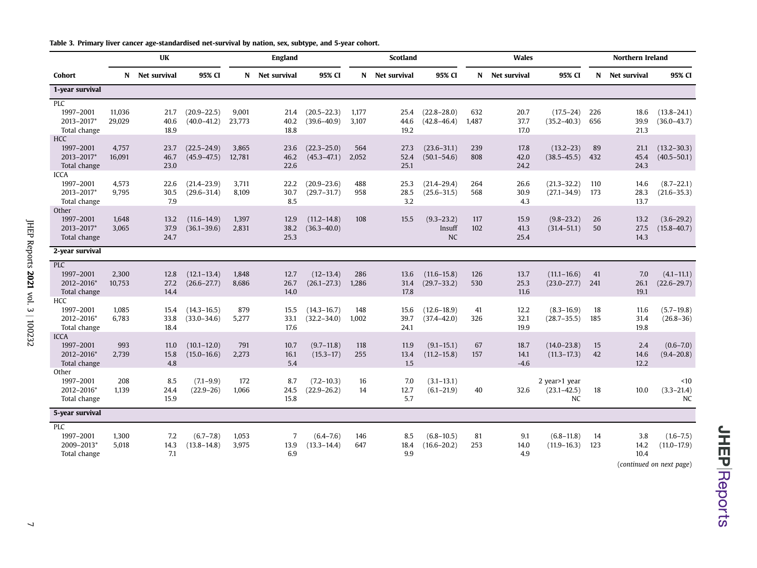**Table 3. Primary liver cancer age-standardised net-survival by nation, sex, subtype, and 5-year cohort.**

| | UK | | | England | | | Scotland | | | Wales | | | Northern Ireland | | |
|---|---|---|---|---|---|---|---|---|---|---|---|---|---|---|---|
| **Cohort** | **N** | **Net survival** | **95% CI** | **N** | **Net survival** | **95% CI** | **N** | **Net survival** | **95% CI** | **N** | **Net survival** | **95% CI** | **N** | **Net survival** | **95% CI** |
| **1-year survival** | | | | | | | | | | | | | | | |
| PLC | | | | | | | | | | | | | | | |
| 1997–2001 | 11,036 | 21.7 | (20.9–22.5) | 9,001 | 21.4 | (20.5–22.3) | 1,177 | 25.4 | (22.8–28.0) | 632 | 20.7 | (17.5–24) | 226 | 18.6 | (13.8–24.1) |
| 2013–2017* | 29,029 | 40.6 | (40.0–41.2) | 23,773 | 40.2 | (39.6–40.9) | 3,107 | 44.6 | (42.8–46.4) | 1,487 | 37.7 | (35.2–40.3) | 656 | 39.9 | (36.0–43.7) |
| Total change | | 18.9 | | | 18.8 | | | 19.2 | | | 17.0 | | | 21.3 | |
| HCC | | | | | | | | | | | | | | | |
| 1997–2001 | 4,757 | 23.7 | (22.5–24.9) | 3,865 | 23.6 | (22.3–25.0) | 564 | 27.3 | (23.6–31.1) | 239 | 17.8 | (13.2–23) | 89 | 21.1 | (13.2–30.3) |
| 2013–2017* | 16,091 | 46.7 | (45.9–47.5) | 12,781 | 46.2 | (45.3–47.1) | 2,052 | 52.4 | (50.1–54.6) | 808 | 42.0 | (38.5–45.5) | 432 | 45.4 | (40.5–50.1) |
| Total change | | 23.0 | | | 22.6 | | | 25.1 | | | 24.2 | | | 24.3 | |
| ICCA | | | | | | | | | | | | | | | |
| 1997–2001 | 4,573 | 22.6 | (21.4–23.9) | 3,711 | 22.2 | (20.9–23.6) | 488 | 25.3 | (21.4–29.4) | 264 | 26.6 | (21.3–32.2) | 110 | 14.6 | (8.7–22.1) |
| 2013–2017* | 9,795 | 30.5 | (29.6–31.4) | 8,109 | 30.7 | (29.7–31.7) | 958 | 28.5 | (25.6–31.5) | 568 | 30.9 | (27.1–34.9) | 173 | 28.3 | (21.6–35.3) |
| Total change | | 7.9 | | | 8.5 | | | 3.2 | | | 4.3 | | | 13.7 | |
| Other | | | | | | | | | | | | | | | |
| 1997–2001 | 1,648 | 13.2 | (11.6–14.9) | 1,397 | 12.9 | (11.2–14.8) | 108 | 15.5 | (9.3–23.2) | 117 | 15.9 | (9.8–23.2) | 26 | 13.2 | (3.6–29.2) |
| 2013–2017* | 3,065 | 37.9 | (36.1–39.6) | 2,831 | 38.2 | (36.3–40.0) | | | Insuff | 102 | 41.3 | (31.4–51.1) | 50 | 27.5 | (15.8–40.7) |
| Total change | | 24.7 | | | 25.3 | | | | NC | | 25.4 | | | 14.3 | |
| **2-year survival** | | | | | | | | | | | | | | | |
| PLC | | | | | | | | | | | | | | | |
| 1997–2001 | 2,300 | 12.8 | (12.1–13.4) | 1,848 | 12.7 | (12–13.4) | 286 | 13.6 | (11.6–15.8) | 126 | 13.7 | (11.1–16.6) | 41 | 7.0 | (4.1–11.1) |
| 2012–2016* | 10,753 | 27.2 | (26.6–27.7) | 8,686 | 26.7 | (26.1–27.3) | 1,286 | 31.4 | (29.7–33.2) | 530 | 25.3 | (23.0–27.7) | 241 | 26.1 | (22.6–29.7) |
| Total change | | 14.4 | | | 14.0 | | | 17.8 | | | 11.6 | | | 19.1 | |
| HCC | | | | | | | | | | | | | | | |
| 1997–2001 | 1,085 | 15.4 | (14.3–16.5) | 879 | 15.5 | (14.3–16.7) | 148 | 15.6 | (12.6–18.9) | 41 | 12.2 | (8.3–16.9) | 18 | 11.6 | (5.7–19.8) |
| 2012–2016* | 6,783 | 33.8 | (33.0–34.6) | 5,277 | 33.1 | (32.2–34.0) | 1,002 | 39.7 | (37.4–42.0) | 326 | 32.1 | (28.7–35.5) | 185 | 31.4 | (26.8–36) |
| Total change | | 18.4 | | | 17.6 | | | 24.1 | | | 19.9 | | | 19.8 | |
| ICCA | | | | | | | | | | | | | | | |
| 1997–2001 | 993 | 11.0 | (10.1–12.0) | 791 | 10.7 | (9.7–11.8) | 118 | 11.9 | (9.1–15.1) | 67 | 18.7 | (14.0–23.8) | 15 | 2.4 | (0.6–7.0) |
| 2012–2016* | 2,739 | 15.8 | (15.0–16.6) | 2,273 | 16.1 | (15.3–17) | 255 | 13.4 | (11.2–15.8) | 157 | 14.1 | (11.3–17.3) | 42 | 14.6 | (9.4–20.8) |
| Total change | | 4.8 | | | 5.4 | | | 1.5 | | | -4.6 | | | 12.2 | |
| Other | | | | | | | | | | | | | | | |
| 1997–2001 | 208 | 8.5 | (7.1–9.9) | 172 | 8.7 | (7.2–10.3) | 16 | 7.0 | (3.1–13.1) | | | 2 year>1 year | | | <10 |
| 2012–2016* | 1,139 | 24.4 | (22.9–26) | 1,066 | 24.5 | (22.9–26.2) | 14 | 12.7 | (6.1–21.9) | 40 | 32.6 | (23.1–42.5) | 18 | 10.0 | (3.3–21.4) |
| Total change | | 15.9 | | | 15.8 | | | 5.7 | | | | NC | | | NC |
| **5-year survival** | | | | | | | | | | | | | | | |
| PLC | | | | | | | | | | | | | | | |
| 1997–2001 | 1,300 | 7.2 | (6.7–7.8) | 1,053 | 7 | (6.4–7.6) | 146 | 8.5 | (6.8–10.5) | 81 | 9.1 | (6.8–11.8) | 14 | 3.8 | (1.6–7.5) |
| 2009–2013* | 5,018 | 14.3 | (13.8–14.8) | 3,975 | 13.9 | (13.3–14.4) | 647 | 18.4 | (16.6–20.2) | 253 | 14.0 | (11.9–16.3) | 123 | 14.2 | (11.0–17.9) |
| Total change | | 7.1 | | | 6.9 | | | 9.9 | | | 4.9 | | | 10.4 | |

(*continued on next page*)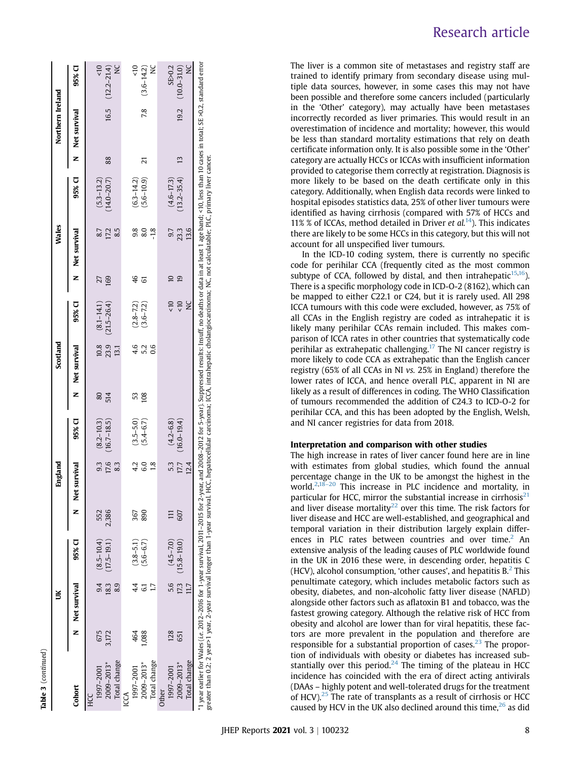**Table 3** (*continued*)

| Cohort | UK | | | England | | | Scotland | | | Wales | | | Northern Ireland | | |
|---|---|---|---|---|---|---|---|---|---|---|---|---|---|---|---|
| | N | Net survival | 95% CI | N | Net survival | 95% CI | N | Net survival | 95% CI | N | Net survival | 95% CI | N | Net survival | 95% CI |
| HCC | | | | | | | | | | | | | | | |
| 1997–2001 | 675 | 9.4 | (8.5–10.4) | 552 | 9.3 | (8.2–10.3) | 80 | 10.8 | (8.1–14.1) | 27 | 8.7 | (5.3–13.2) | | | <10 |
| 2009–2013* | 3,172 | 18.3 | (17.5–19.1) | 2,386 | 17.6 | (16.7–18.5) | 514 | 23.9 | (21.5–26.4) | 169 | 17.2 | (14.0–20.7) | 88 | 16.5 | (12.2–21.4) |
| Total change | | 8.9 | | | 8.3 | | | 13.1 | | | 8.5 | | | | NC |
| ICCA | | | | | | | | | | | | | | | |
| 1997–2001 | 464 | 4.4 | (3.8–5.1) | 367 | 4.2 | (3.5–5.0) | 53 | 4.6 | (2.8–7.2) | 46 | 9.8 | (6.3–14.2) | | | <10 |
| 2009–2013* | 1,088 | 6.1 | (5.6–6.7) | 890 | 6.0 | (5.4–6.7) | 108 | 5.2 | (3.6–7.2) | 61 | 8.0 | (5.6–10.9) | 21 | 7.8 | (3.6–14.2) |
| Total change | | 1.7 | | | 1.8 | | | 0.6 | | | -1.8 | | | | NC |
| Other | | | | | | | | | | | | | | | |
| 1997–2001 | 128 | 5.6 | (4.5–7.0) | 111 | 5.3 | (4.2–6.8) | | | <10 | 10 | 9.7 | (4.6–17.3) | | | SE>0.2 |
| 2009–2013* | 651 | 17.3 | (15.8–19.0) | 607 | 17.7 | (16.0–19.4) | | | <10 | 19 | 23.3 | (13.2–35.4) | 13 | 19.2 | (10.0–31.0) |
| Total change | | 11.7 | | | 12.4 | | | | NC | | 13.6 | | | | NC |

*1 year earlier for Wales (*i.e.* 2012–2016 for 1-year survival, 2011–2015 for 2-year, and 2008–2012 for 5-year). Suppressed results: Insuff, no deaths or data in at least 1 age band; <10, less than 10 cases in total; SE >0.2, standard error greater than 0.2; 2 year>1 year, 2-year survival longer than 1-year survival. HCC, hepatocellular carcinoma; ICCA, intrahepatic cholangiocarcinoma; NC, not calculatable; PLC, primary liver cancer.

The liver is a common site of metastases and registry staff are trained to identify primary from secondary disease using multiple data sources, however, in some cases this may not have been possible and therefore some cancers included (particularly in the 'Other' category), may actually have been metastases incorrectly recorded as liver primaries. This would result in an overestimation of incidence and mortality; however, this would be less than standard mortality estimations that rely on death certificate information only. It is also possible some in the 'Other' category are actually HCCs or ICCAs with insufficient information provided to categorise them correctly at registration. Diagnosis is more likely to be based on the death certificate only in this category. Additionally, when English data records were linked to hospital episodes statistics data, 25% of other liver tumours were identified as having cirrhosis (compared with 57% of HCCs and 11% % of ICCAs, method detailed in Driver *et al.*[14]). This indicates there are likely to be some HCCs in this category, but this will not account for all unspecified liver tumours.

In the ICD-10 coding system, there is currently no specific code for perihilar CCA (frequently cited as the most common subtype of CCA, followed by distal, and then intrahepatic[15,16]). There is a specific morphology code in ICD-O-2 (8162), which can be mapped to either C22.1 or C24, but it is rarely used. All 298 ICCA tumours with this code were excluded, however, as 75% of all CCAs in the English registry are coded as intrahepatic it is likely many perihilar CCAs remain included. This makes comparison of ICCA rates in other countries that systematically code perihilar as extrahepatic challenging.[17] The NI cancer registry is more likely to code CCA as extrahepatic than the English cancer registry (65% of all CCAs in NI *vs.* 25% in England) therefore the lower rates of ICCA, and hence overall PLC, apparent in NI are likely as a result of differences in coding. The WHO Classification of tumours recommended the addition of C24.3 to ICD-O-2 for perihilar CCA, and this has been adopted by the English, Welsh, and NI cancer registries for data from 2018.

### Interpretation and comparison with other studies

The high increase in rates of liver cancer found here are in line with estimates from global studies, which found the annual percentage change in the UK to be amongst the highest in the world.[2,18–20] This increase in PLC incidence and mortality, in particular for HCC, mirror the substantial increase in cirrhosis[21] and liver disease mortality[22] over this time. The risk factors for liver disease and HCC are well-established, and geographical and temporal variation in their distribution largely explain differences in PLC rates between countries and over time.[2] An extensive analysis of the leading causes of PLC worldwide found in the UK in 2016 these were, in descending order, hepatitis C (HCV), alcohol consumption, 'other causes', and hepatitis B.[2] This penultimate category, which includes metabolic factors such as obesity, diabetes, and non-alcoholic fatty liver disease (NAFLD) alongside other factors such as aflatoxin B1 and tobacco, was the fastest growing category. Although the relative risk of HCC from obesity and alcohol are lower than for viral hepatitis, these factors are more prevalent in the population and therefore are responsible for a substantial proportion of cases.[23] The proportion of individuals with obesity or diabetes has increased substantially over this period.[24] The timing of the plateau in HCC incidence has coincided with the era of direct acting antivirals (DAAs – highly potent and well-tolerated drugs for the treatment of HCV).[25] The rate of transplants as a result of cirrhosis or HCC caused by HCV in the UK also declined around this time,[26] as did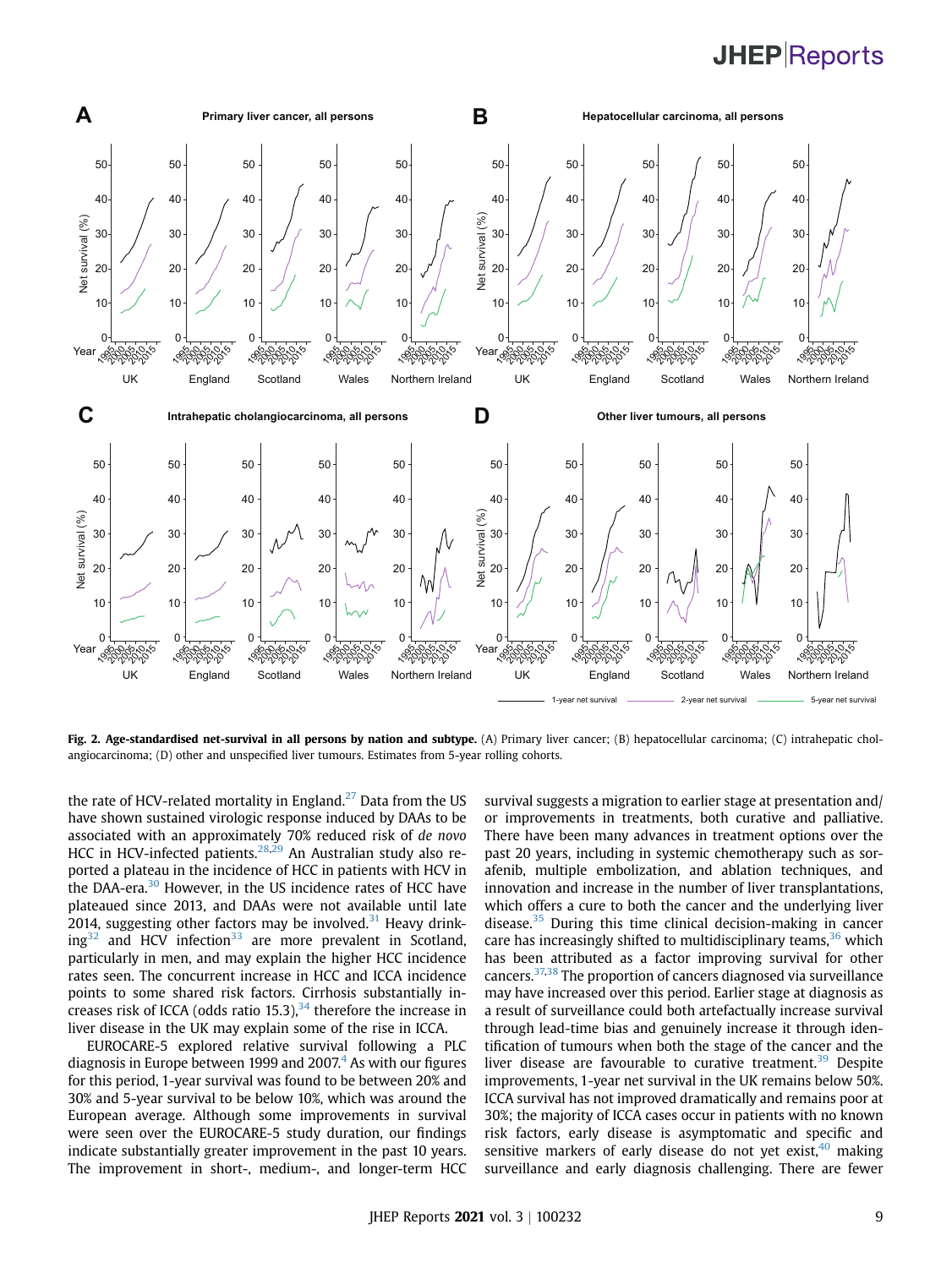**Fig. 2. Age-standardised net-survival in all persons by nation and subtype.** (A) Primary liver cancer; (B) hepatocellular carcinoma; (C) intrahepatic cholangiocarcinoma; (D) other and unspecified liver tumours. Estimates from 5-year rolling cohorts.

the rate of HCV-related mortality in England.[27] Data from the US have shown sustained virologic response induced by DAAs to be associated with an approximately 70% reduced risk of *de novo* HCC in HCV-infected patients.[28,29] An Australian study also reported a plateau in the incidence of HCC in patients with HCV in the DAA-era.[30] However, in the US incidence rates of HCC have plateaued since 2013, and DAAs were not available until late 2014, suggesting other factors may be involved.[31] Heavy drinking[32] and HCV infection[33] are more prevalent in Scotland, particularly in men, and may explain the higher HCC incidence rates seen. The concurrent increase in HCC and ICCA incidence points to some shared risk factors. Cirrhosis substantially increases risk of ICCA (odds ratio 15.3),[34] therefore the increase in liver disease in the UK may explain some of the rise in ICCA.

EUROCARE-5 explored relative survival following a PLC diagnosis in Europe between 1999 and 2007.[4] As with our figures for this period, 1-year survival was found to be between 20% and 30% and 5-year survival to be below 10%, which was around the European average. Although some improvements in survival were seen over the EUROCARE-5 study duration, our findings indicate substantially greater improvement in the past 10 years. The improvement in short-, medium-, and longer-term HCC survival suggests a migration to earlier stage at presentation and/or improvements in treatments, both curative and palliative. There have been many advances in treatment options over the past 20 years, including in systemic chemotherapy such as sorafenib, multiple embolization, and ablation techniques, and innovation and increase in the number of liver transplantations, which offers a cure to both the cancer and the underlying liver disease.[35] During this time clinical decision-making in cancer care has increasingly shifted to multidisciplinary teams,[36] which has been attributed as a factor improving survival for other cancers.[37,38] The proportion of cancers diagnosed via surveillance may have increased over this period. Earlier stage at diagnosis as a result of surveillance could both artefactually increase survival through lead-time bias and genuinely increase it through identification of tumours when both the stage of the cancer and the liver disease are favourable to curative treatment.[39] Despite improvements, 1-year net survival in the UK remains below 50%. ICCA survival has not improved dramatically and remains poor at 30%; the majority of ICCA cases occur in patients with no known risk factors, early disease is asymptomatic and specific and sensitive markers of early disease do not yet exist,[40] making surveillance and early diagnosis challenging. There are fewer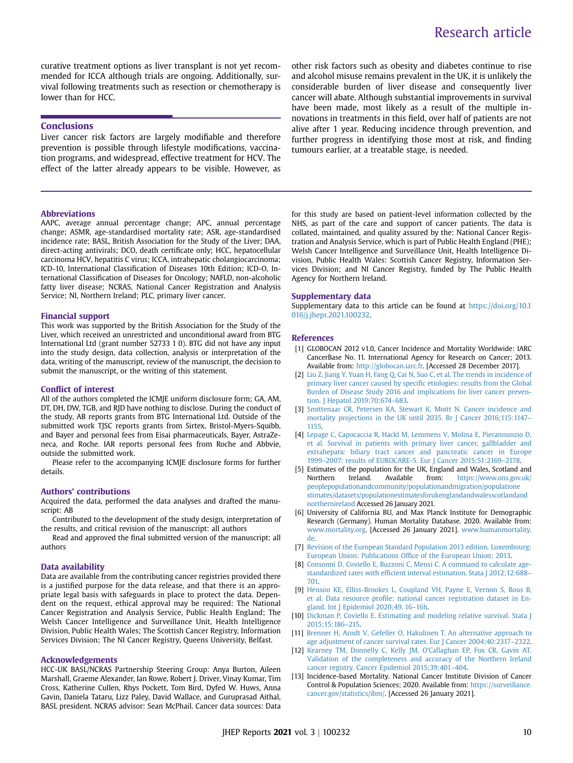curative treatment options as liver transplant is not yet recommended for ICCA although trials are ongoing. Additionally, survival following treatments such as resection or chemotherapy is lower than for HCC.

## Conclusions

Liver cancer risk factors are largely modifiable and therefore prevention is possible through lifestyle modifications, vaccination programs, and widespread, effective treatment for HCV. The effect of the latter already appears to be visible. However, as other risk factors such as obesity and diabetes continue to rise and alcohol misuse remains prevalent in the UK, it is unlikely the considerable burden of liver disease and consequently liver cancer will abate. Although substantial improvements in survival have been made, most likely as a result of the multiple innovations in treatments in this field, over half of patients are not alive after 1 year. Reducing incidence through prevention, and further progress in identifying those most at risk, and finding tumours earlier, at a treatable stage, is needed.

### Abbreviations

AAPC, average annual percentage change; APC, annual percentage change; ASMR, age-standardised mortality rate; ASR, age-standardised incidence rate; BASL, British Association for the Study of the Liver; DAA, direct-acting antivirals; DCO, death certificate only; HCC, hepatocellular carcinoma HCV, hepatitis C virus; ICCA, intrahepatic cholangiocarcinoma; ICD-10, International Classification of Diseases 10th Edition; ICD-O, International Classification of Diseases for Oncology; NAFLD, non-alcoholic fatty liver disease; NCRAS, National Cancer Registration and Analysis Service; NI, Northern Ireland; PLC, primary liver cancer.

### Financial support

This work was supported by the British Association for the Study of the Liver, which received an unrestricted and unconditional award from BTG International Ltd (grant number 52733 1 0). BTG did not have any input into the study design, data collection, analysis or interpretation of the data, writing of the manuscript, review of the manuscript, the decision to submit the manuscript, or the writing of this statement.

### Conflict of interest

All of the authors completed the ICMJE uniform disclosure form; GA, AM, DT, DH, DW, TGB, and RJD have nothing to disclose. During the conduct of the study, AB reports grants from BTG International Ltd. Outside of the submitted work TJSC reports grants from Sirtex, Bristol-Myers-Squibb, and Bayer and personal fees from Eisai pharmaceuticals, Bayer, AstraZeneca, and Roche. IAR reports personal fees from Roche and Abbvie, outside the submitted work.

Please refer to the accompanying ICMJE disclosure forms for further details.

### Authors' contributions

Acquired the data, performed the data analyses and drafted the manuscript: AB

Contributed to the development of the study design, interpretation of the results, and critical revision of the manuscript: all authors

Read and approved the final submitted version of the manuscript: all authors

### Data availability

Data are available from the contributing cancer registries provided there is a justified purpose for the data release, and that there is an appropriate legal basis with safeguards in place to protect the data. Dependent on the request, ethical approval may be required: The National Cancer Registration and Analysis Service, Public Health England; The Welsh Cancer Intelligence and Surveillance Unit, Health Intelligence Division, Public Health Wales; The Scottish Cancer Registry, Information Services Division; The NI Cancer Registry, Queens University, Belfast.

### Acknowledgements

HCC-UK BASL/NCRAS Partnership Steering Group: Anya Burton, Aileen Marshall, Graeme Alexander, Ian Rowe, Robert J. Driver, Vinay Kumar, Tim Cross, Katherine Cullen, Rhys Pockett, Tom Bird, Dyfed W. Huws, Anna Gavin, Daniela Tataru, Lizz Paley, David Wallace, and Guruprasad Aithal, BASL president. NCRAS advisor: Sean McPhail. Cancer data sources: Data for this study are based on patient-level information collected by the NHS, as part of the care and support of cancer patients. The data is collated, maintained, and quality assured by the: National Cancer Registration and Analysis Service, which is part of Public Health England (PHE); Welsh Cancer Intelligence and Surveillance Unit, Health Intelligence Division, Public Health Wales: Scottish Cancer Registry, Information Services Division; and NI Cancer Registry, funded by The Public Health Agency for Northern Ireland.

### Supplementary data

Supplementary data to this article can be found at https://doi.org/10.1016/j.jhepr.2021.100232.

### References

[1] GLOBOCAN 2012 v1.0, Cancer Incidence and Mortality Worldwide: IARC CancerBase No. 11. International Agency for Research on Cancer; 2013. Available from: http://globocan.iarc.fr. [Accessed 28 December 2017].

[2] Liu Z, Jiang Y, Yuan H, Fang Q, Cai N, Suo C, et al. The trends in incidence of primary liver cancer caused by specific etiologies: results from the Global Burden of Disease Study 2016 and implications for liver cancer prevention. J Hepatol 2019;70:674–683.

[3] Smittenaar CR, Petersen KA, Stewart K, Moitt N. Cancer incidence and mortality projections in the UK until 2035. Br J Cancer 2016;115:1147–1155.

[4] Lepage C, Capocaccia R, Hackl M, Lemmens V, Molina E, Pierannunzio D, et al. Survival in patients with primary liver cancer, gallbladder and extrahepatic biliary tract cancer and pancreatic cancer in Europe 1999–2007: results of EUROCARE-5. Eur J Cancer 2015;51:2169–2178.

[5] Estimates of the population for the UK, England and Wales, Scotland and Northern Ireland. Available from: https://www.ons.gov.uk/peoplepopulationandcommunity/populationandmigration/populationestimates/datasets/populationestimatesforukenglandandwalesscotlandandnorthernireland Accessed 26 January 2021.

[6] University of California BU, and Max Planck Institute for Demographic Research (Germany). Human Mortality Database. 2020. Available from: www.mortality.org. [Accessed 26 January 2021]. www.humanmortality.de.

[7] Revision of the European Standard Population 2013 edition. Luxembourg: European Union: Publications Office of the European Union; 2013.

[8] Consonni D, Coviello E, Buzzoni C, Mensi C. A command to calculate age-standardized rates with efficient interval estimation. Stata J 2012;12:688–701.

[9] Henson KE, Elliss-Brookes L, Coupland VH, Payne E, Vernon S, Rous B, et al. Data resource profile: national cancer registration dataset in England. Int J Epidemiol 2020;49. 16–16h.

[10] Dickman P, Coviello E. Estimating and modeling relative survival. Stata J 2015;15:186–215.

[11] Brenner H, Arndt V, Gefeller O, Hakulinen T. An alternative approach to age adjustment of cancer survival rates. Eur J Cancer 2004;40:2317–2322.

[12] Kearney TM, Donnelly C, Kelly JM, O'Callaghan EP, Fox CR, Gavin AT. Validation of the completeness and accuracy of the Northern Ireland cancer registry. Cancer Epidemiol 2015;39:401–404.

[13] Incidence-based Mortality. National Cancer Institute Division of Cancer Control & Population Sciences; 2020. Available from: https://surveillance.cancer.gov/statistics/ibm/. [Accessed 26 January 2021].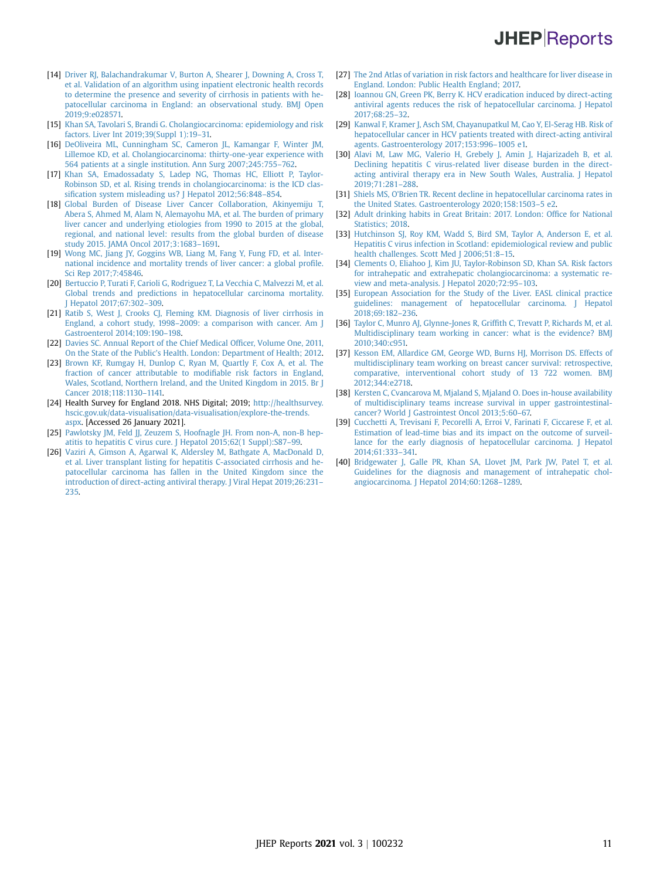[14] Driver RJ, Balachandrakumar V, Burton A, Shearer J, Downing A, Cross T, et al. Validation of an algorithm using inpatient electronic health records to determine the presence and severity of cirrhosis in patients with hepatocellular carcinoma in England: an observational study. BMJ Open 2019;9:e028571.

[15] Khan SA, Tavolari S, Brandi G. Cholangiocarcinoma: epidemiology and risk factors. Liver Int 2019;39(Suppl 1):19–31.

[16] DeOliveira ML, Cunningham SC, Cameron JL, Kamangar F, Winter JM, Lillemoe KD, et al. Cholangiocarcinoma: thirty-one-year experience with 564 patients at a single institution. Ann Surg 2007;245:755–762.

[17] Khan SA, Emadossadaty S, Ladep NG, Thomas HC, Elliott P, Taylor-Robinson SD, et al. Rising trends in cholangiocarcinoma: is the ICD classification system misleading us? J Hepatol 2012;56:848–854.

[18] Global Burden of Disease Liver Cancer Collaboration, Akinyemiju T, Abera S, Ahmed M, Alam N, Alemayohu MA, et al. The burden of primary liver cancer and underlying etiologies from 1990 to 2015 at the global, regional, and national level: results from the global burden of disease study 2015. JAMA Oncol 2017;3:1683–1691.

[19] Wong MC, Jiang JY, Goggins WB, Liang M, Fang Y, Fung FD, et al. International incidence and mortality trends of liver cancer: a global profile. Sci Rep 2017;7:45846.

[20] Bertuccio P, Turati F, Carioli G, Rodriguez T, La Vecchia C, Malvezzi M, et al. Global trends and predictions in hepatocellular carcinoma mortality. J Hepatol 2017;67:302–309.

[21] Ratib S, West J, Crooks CJ, Fleming KM. Diagnosis of liver cirrhosis in England, a cohort study, 1998–2009: a comparison with cancer. Am J Gastroenterol 2014;109:190–198.

[22] Davies SC. Annual Report of the Chief Medical Officer, Volume One, 2011, On the State of the Public's Health. London: Department of Health; 2012.

[23] Brown KF, Rumgay H, Dunlop C, Ryan M, Quartly F, Cox A, et al. The fraction of cancer attributable to modifiable risk factors in England, Wales, Scotland, Northern Ireland, and the United Kingdom in 2015. Br J Cancer 2018;118:1130–1141.

[24] Health Survey for England 2018. NHS Digital; 2019; http://healthsurvey.hscic.gov.uk/data-visualisation/data-visualisation/explore-the-trends.aspx. [Accessed 26 January 2021].

[25] Pawlotsky JM, Feld JJ, Zeuzem S, Hoofnagle JH. From non-A, non-B hepatitis to hepatitis C virus cure. J Hepatol 2015;62(1 Suppl):S87–99.

[26] Vaziri A, Gimson A, Agarwal K, Aldersley M, Bathgate A, MacDonald D, et al. Liver transplant listing for hepatitis C-associated cirrhosis and hepatocellular carcinoma has fallen in the United Kingdom since the introduction of direct-acting antiviral therapy. J Viral Hepat 2019;26:231–235.

[27] The 2nd Atlas of variation in risk factors and healthcare for liver disease in England. London: Public Health England; 2017.

[28] Ioannou GN, Green PK, Berry K. HCV eradication induced by direct-acting antiviral agents reduces the risk of hepatocellular carcinoma. J Hepatol 2017;68:25–32.

[29] Kanwal F, Kramer J, Asch SM, Chayanupatkul M, Cao Y, El-Serag HB. Risk of hepatocellular cancer in HCV patients treated with direct-acting antiviral agents. Gastroenterology 2017;153:996–1005 e1.

[30] Alavi M, Law MG, Valerio H, Grebely J, Amin J, Hajarizadeh B, et al. Declining hepatitis C virus-related liver disease burden in the direct-acting antiviral therapy era in New South Wales, Australia. J Hepatol 2019;71:281–288.

[31] Shiels MS, O'Brien TR. Recent decline in hepatocellular carcinoma rates in the United States. Gastroenterology 2020;158:1503–5 e2.

[32] Adult drinking habits in Great Britain: 2017. London: Office for National Statistics; 2018.

[33] Hutchinson SJ, Roy KM, Wadd S, Bird SM, Taylor A, Anderson E, et al. Hepatitis C virus infection in Scotland: epidemiological review and public health challenges. Scott Med J 2006;51:8–15.

[34] Clements O, Eliahoo J, Kim JU, Taylor-Robinson SD, Khan SA. Risk factors for intrahepatic and extrahepatic cholangiocarcinoma: a systematic review and meta-analysis. J Hepatol 2020;72:95–103.

[35] European Association for the Study of the Liver. EASL clinical practice guidelines: management of hepatocellular carcinoma. J Hepatol 2018;69:182–236.

[36] Taylor C, Munro AJ, Glynne-Jones R, Griffith C, Trevatt P, Richards M, et al. Multidisciplinary team working in cancer: what is the evidence? BMJ 2010;340:c951.

[37] Kesson EM, Allardice GM, George WD, Burns HJ, Morrison DS. Effects of multidisciplinary team working on breast cancer survival: retrospective, comparative, interventional cohort study of 13 722 women. BMJ 2012;344:e2718.

[38] Kersten C, Cvancarova M, Mjaland S, Mjaland O. Does in-house availability of multidisciplinary teams increase survival in upper gastrointestinal-cancer? World J Gastrointest Oncol 2013;5:60–67.

[39] Cucchetti A, Trevisani F, Pecorelli A, Erroi V, Farinati F, Ciccarese F, et al. Estimation of lead-time bias and its impact on the outcome of surveillance for the early diagnosis of hepatocellular carcinoma. J Hepatol 2014;61:333–341.

[40] Bridgewater J, Galle PR, Khan SA, Llovet JM, Park JW, Patel T, et al. Guidelines for the diagnosis and management of intrahepatic cholangiocarcinoma. J Hepatol 2014;60:1268–1289.